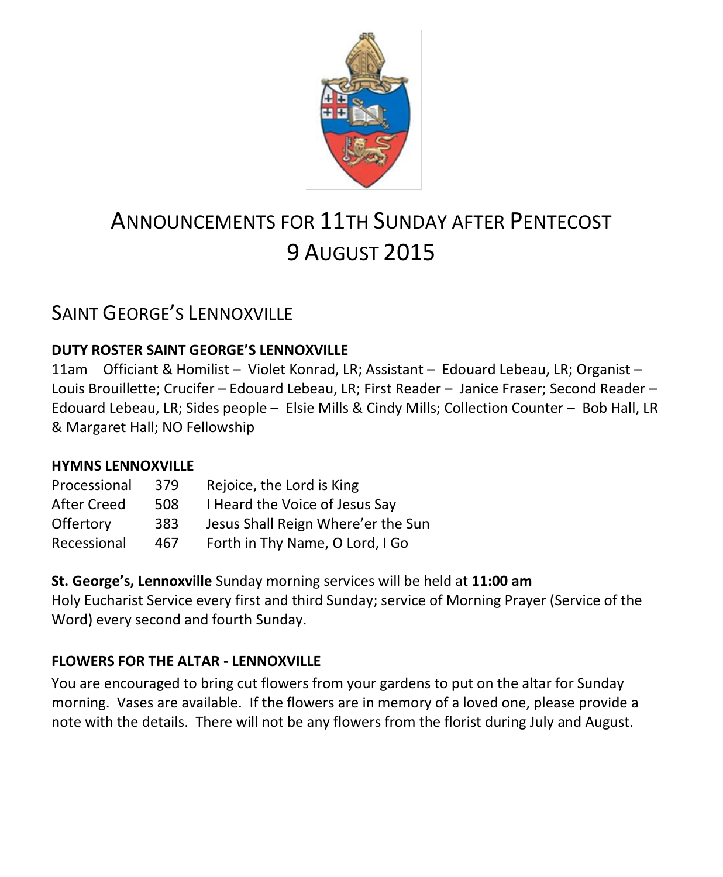# ANNOUNCEMENTS FOR 11TH SUNDAY AFTER PENTECOST
# 9 AUGUST 2015

## SAINT GEORGE'S LENNOXVILLE

**DUTY ROSTER SAINT GEORGE'S LENNOXVILLE**

11am Officiant & Homilist – Violet Konrad, LR; Assistant – Edouard Lebeau, LR; Organist – Louis Brouillette; Crucifer – Edouard Lebeau, LR; First Reader – Janice Fraser; Second Reader – Edouard Lebeau, LR; Sides people – Elsie Mills & Cindy Mills; Collection Counter – Bob Hall, LR & Margaret Hall; NO Fellowship

**HYMNS LENNOXVILLE**

| | | |
|---|---|---|
| Processional | 379 | Rejoice, the Lord is King |
| After Creed | 508 | I Heard the Voice of Jesus Say |
| Offertory | 383 | Jesus Shall Reign Where'er the Sun |
| Recessional | 467 | Forth in Thy Name, O Lord, I Go |

**St. George's, Lennoxville** Sunday morning services will be held at **11:00 am**
Holy Eucharist Service every first and third Sunday; service of Morning Prayer (Service of the Word) every second and fourth Sunday.

**FLOWERS FOR THE ALTAR - LENNOXVILLE**

You are encouraged to bring cut flowers from your gardens to put on the altar for Sunday morning. Vases are available. If the flowers are in memory of a loved one, please provide a note with the details. There will not be any flowers from the florist during July and August.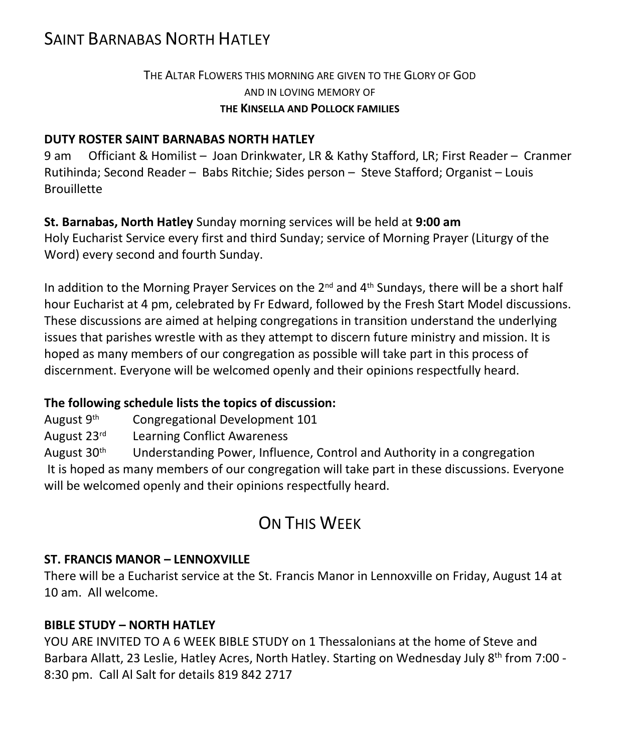# SAINT BARNABAS NORTH HATLEY

THE ALTAR FLOWERS THIS MORNING ARE GIVEN TO THE GLORY OF GOD
AND IN LOVING MEMORY OF
**THE KINSELLA AND POLLOCK FAMILIES**

**DUTY ROSTER SAINT BARNABAS NORTH HATLEY**

9 am Officiant & Homilist – Joan Drinkwater, LR & Kathy Stafford, LR; First Reader – Cranmer Rutihinda; Second Reader – Babs Ritchie; Sides person – Steve Stafford; Organist – Louis Brouillette

**St. Barnabas, North Hatley** Sunday morning services will be held at **9:00 am**
Holy Eucharist Service every first and third Sunday; service of Morning Prayer (Liturgy of the Word) every second and fourth Sunday.

In addition to the Morning Prayer Services on the 2nd and 4th Sundays, there will be a short half hour Eucharist at 4 pm, celebrated by Fr Edward, followed by the Fresh Start Model discussions. These discussions are aimed at helping congregations in transition understand the underlying issues that parishes wrestle with as they attempt to discern future ministry and mission. It is hoped as many members of our congregation as possible will take part in this process of discernment. Everyone will be welcomed openly and their opinions respectfully heard.

**The following schedule lists the topics of discussion:**

August 9th Congregational Development 101
August 23rd Learning Conflict Awareness
August 30th Understanding Power, Influence, Control and Authority in a congregation

It is hoped as many members of our congregation will take part in these discussions. Everyone will be welcomed openly and their opinions respectfully heard.

## ON THIS WEEK

**ST. FRANCIS MANOR – LENNOXVILLE**

There will be a Eucharist service at the St. Francis Manor in Lennoxville on Friday, August 14 at 10 am. All welcome.

**BIBLE STUDY – NORTH HATLEY**

YOU ARE INVITED TO A 6 WEEK BIBLE STUDY on 1 Thessalonians at the home of Steve and Barbara Allatt, 23 Leslie, Hatley Acres, North Hatley. Starting on Wednesday July 8th from 7:00 - 8:30 pm. Call Al Salt for details 819 842 2717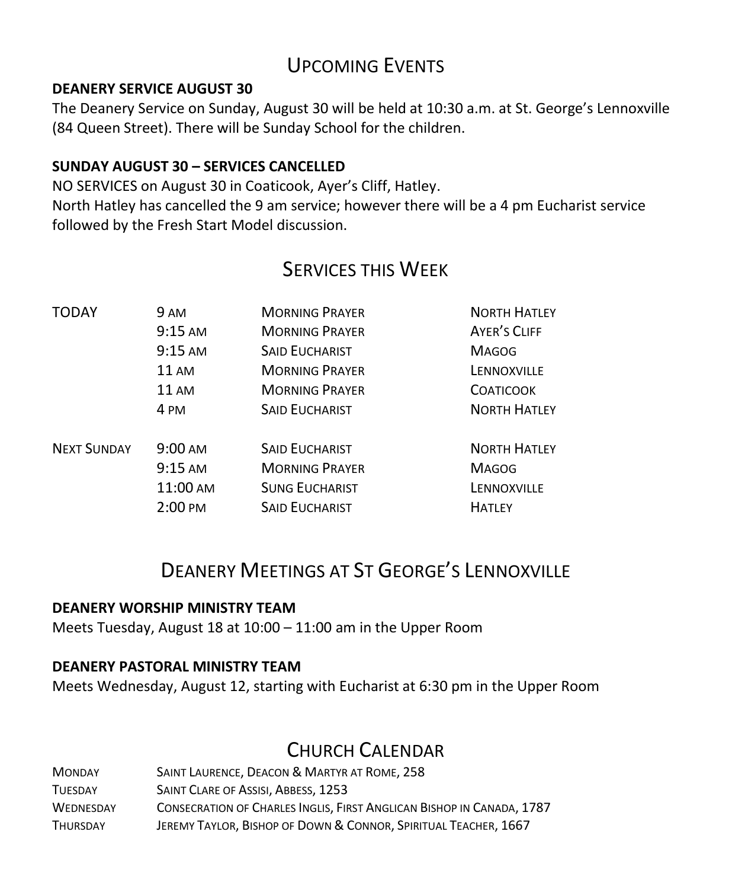## Upcoming Events

**DEANERY SERVICE AUGUST 30**

The Deanery Service on Sunday, August 30 will be held at 10:30 a.m. at St. George's Lennoxville (84 Queen Street). There will be Sunday School for the children.

**SUNDAY AUGUST 30 – SERVICES CANCELLED**

NO SERVICES on August 30 in Coaticook, Ayer's Cliff, Hatley.
North Hatley has cancelled the 9 am service; however there will be a 4 pm Eucharist service followed by the Fresh Start Model discussion.

## Services this Week

| | | | |
|---|---|---|---|
| TODAY | 9 AM | MORNING PRAYER | NORTH HATLEY |
| | 9:15 AM | MORNING PRAYER | AYER'S CLIFF |
| | 9:15 AM | SAID EUCHARIST | MAGOG |
| | 11 AM | MORNING PRAYER | LENNOXVILLE |
| | 11 AM | MORNING PRAYER | COATICOOK |
| | 4 PM | SAID EUCHARIST | NORTH HATLEY |
| NEXT SUNDAY | 9:00 AM | SAID EUCHARIST | NORTH HATLEY |
| | 9:15 AM | MORNING PRAYER | MAGOG |
| | 11:00 AM | SUNG EUCHARIST | LENNOXVILLE |
| | 2:00 PM | SAID EUCHARIST | HATLEY |

## Deanery Meetings at St George's Lennoxville

**DEANERY WORSHIP MINISTRY TEAM**

Meets Tuesday, August 18 at 10:00 – 11:00 am in the Upper Room

**DEANERY PASTORAL MINISTRY TEAM**

Meets Wednesday, August 12, starting with Eucharist at 6:30 pm in the Upper Room

## Church Calendar

| | |
|---|---|
| MONDAY | SAINT LAURENCE, DEACON & MARTYR AT ROME, 258 |
| TUESDAY | SAINT CLARE OF ASSISI, ABBESS, 1253 |
| WEDNESDAY | CONSECRATION OF CHARLES INGLIS, FIRST ANGLICAN BISHOP IN CANADA, 1787 |
| THURSDAY | JEREMY TAYLOR, BISHOP OF DOWN & CONNOR, SPIRITUAL TEACHER, 1667 |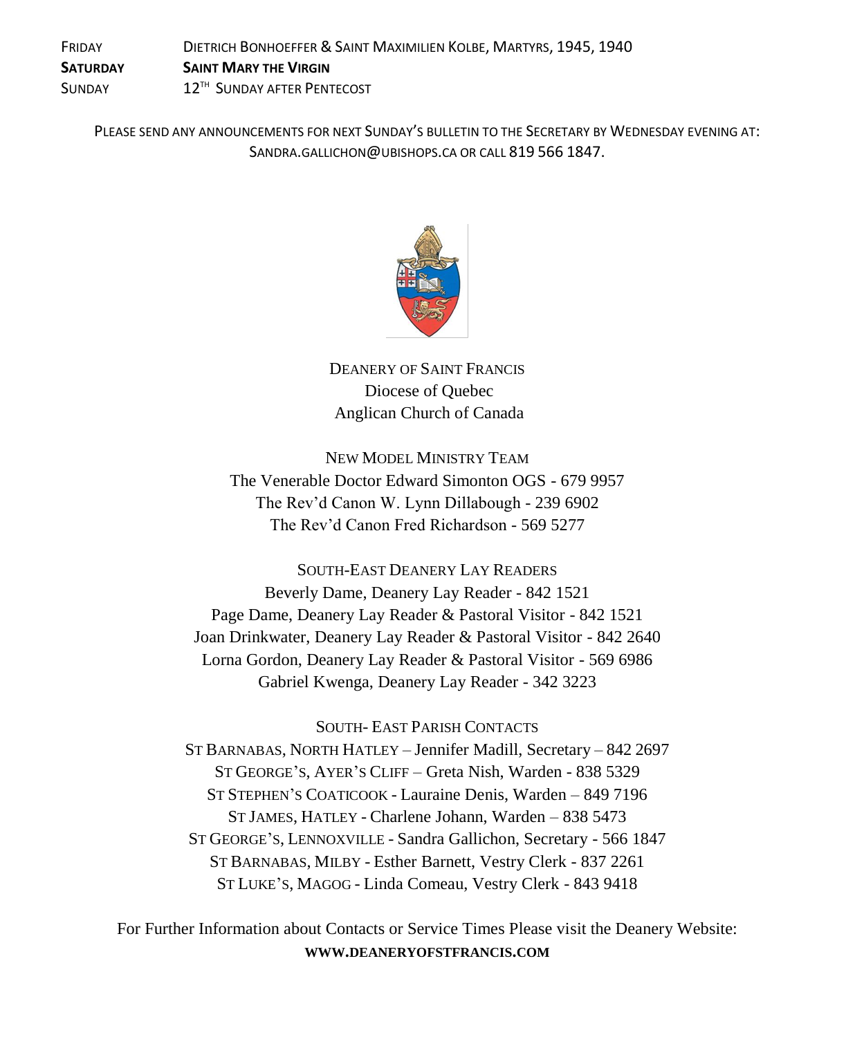| | |
|---|---|
| FRIDAY | DIETRICH BONHOEFFER & SAINT MAXIMILIEN KOLBE, MARTYRS, 1945, 1940 |
| **SATURDAY** | **SAINT MARY THE VIRGIN** |
| SUNDAY | 12TH SUNDAY AFTER PENTECOST |

PLEASE SEND ANY ANNOUNCEMENTS FOR NEXT SUNDAY'S BULLETIN TO THE SECRETARY BY WEDNESDAY EVENING AT: SANDRA.GALLICHON@UBISHOPS.CA OR CALL 819 566 1847.

DEANERY OF SAINT FRANCIS
Diocese of Quebec
Anglican Church of Canada

NEW MODEL MINISTRY TEAM
The Venerable Doctor Edward Simonton OGS - 679 9957
The Rev'd Canon W. Lynn Dillabough - 239 6902
The Rev'd Canon Fred Richardson - 569 5277

SOUTH-EAST DEANERY LAY READERS
Beverly Dame, Deanery Lay Reader - 842 1521
Page Dame, Deanery Lay Reader & Pastoral Visitor - 842 1521
Joan Drinkwater, Deanery Lay Reader & Pastoral Visitor - 842 2640
Lorna Gordon, Deanery Lay Reader & Pastoral Visitor - 569 6986
Gabriel Kwenga, Deanery Lay Reader - 342 3223

SOUTH- EAST PARISH CONTACTS
ST BARNABAS, NORTH HATLEY – Jennifer Madill, Secretary – 842 2697
ST GEORGE'S, AYER'S CLIFF – Greta Nish, Warden - 838 5329
ST STEPHEN'S COATICOOK - Lauraine Denis, Warden – 849 7196
ST JAMES, HATLEY - Charlene Johann, Warden – 838 5473
ST GEORGE'S, LENNOXVILLE - Sandra Gallichon, Secretary - 566 1847
ST BARNABAS, MILBY - Esther Barnett, Vestry Clerk - 837 2261
ST LUKE'S, MAGOG - Linda Comeau, Vestry Clerk - 843 9418

For Further Information about Contacts or Service Times Please visit the Deanery Website:
**WWW.DEANERYOFSTFRANCIS.COM**